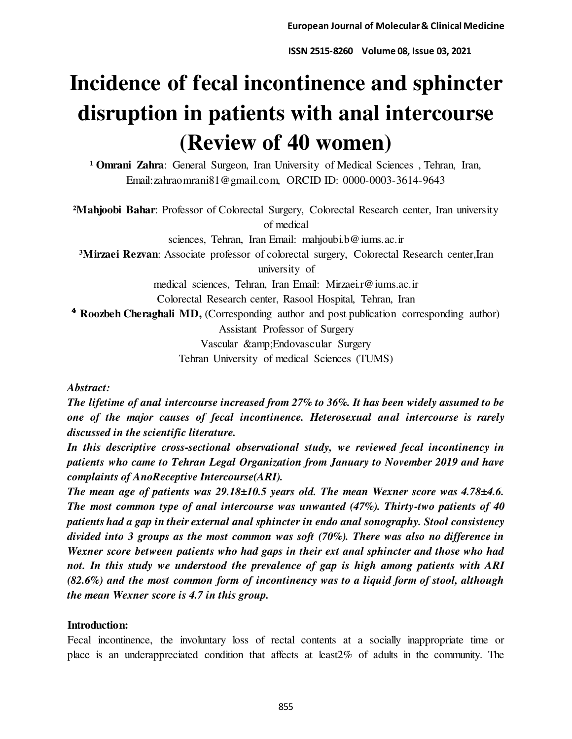# Incidence of fecal incontinence and sphincter disruption in patients with anal intercourse (Review of 40 women)

[1] **Omrani Zahra**: General Surgeon, Iran University of Medical Sciences , Tehran, Iran, Email:zahraomrani81@gmail.com, ORCID ID: 0000-0003-3614-9643

[2]**Mahjoobi Bahar**: Professor of Colorectal Surgery, Colorectal Research center, Iran university of medical
sciences, Tehran, Iran Email: mahjoubi.b@iums.ac.ir

[3]**Mirzaei Rezvan**: Associate professor of colorectal surgery, Colorectal Research center,Iran university of
medical sciences, Tehran, Iran Email: Mirzaei.r@iums.ac.ir
Colorectal Research center, Rasool Hospital, Tehran, Iran

[4] **Roozbeh Cheraghali MD,** (Corresponding author and post publication corresponding author)
Assistant Professor of Surgery
Vascular &amp;Endovascular Surgery
Tehran University of medical Sciences (TUMS)

***Abstract:***

***The lifetime of anal intercourse increased from 27% to 36%. It has been widely assumed to be one of the major causes of fecal incontinence. Heterosexual anal intercourse is rarely discussed in the scientific literature.***

***In this descriptive cross-sectional observational study, we reviewed fecal incontinency in patients who came to Tehran Legal Organization from January to November 2019 and have complaints of AnoReceptive Intercourse(ARI).***

***The mean age of patients was 29.18±10.5 years old. The mean Wexner score was 4.78±4.6. The most common type of anal intercourse was unwanted (47%). Thirty-two patients of 40 patients had a gap in their external anal sphincter in endo anal sonography. Stool consistency divided into 3 groups as the most common was soft (70%). There was also no difference in Wexner score between patients who had gaps in their ext anal sphincter and those who had not. In this study we understood the prevalence of gap is high among patients with ARI (82.6%) and the most common form of incontinency was to a liquid form of stool, although the mean Wexner score is 4.7 in this group.***

**Introduction:**

Fecal incontinence, the involuntary loss of rectal contents at a socially inappropriate time or place is an underappreciated condition that affects at least2% of adults in the community. The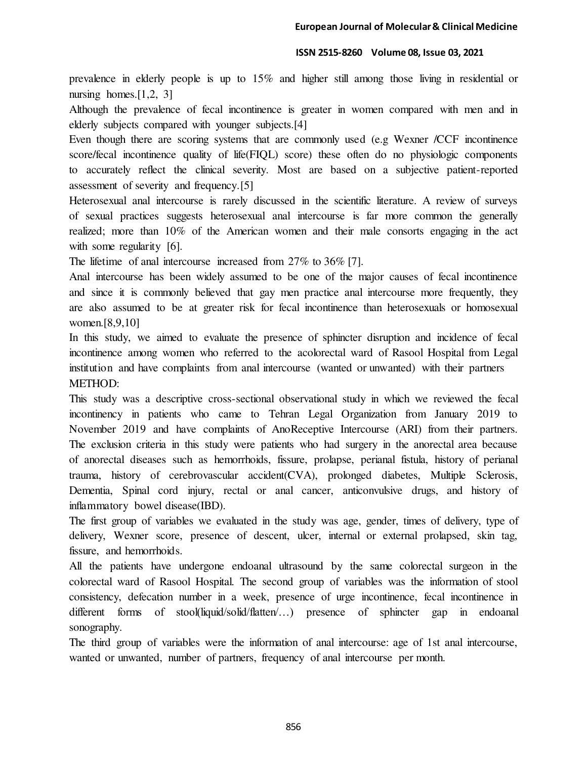prevalence in elderly people is up to 15% and higher still among those living in residential or nursing homes.[1,2, 3]

Although the prevalence of fecal incontinence is greater in women compared with men and in elderly subjects compared with younger subjects.[4]

Even though there are scoring systems that are commonly used (e.g Wexner /CCF incontinence score/fecal incontinence quality of life(FIQL) score) these often do no physiologic components to accurately reflect the clinical severity. Most are based on a subjective patient-reported assessment of severity and frequency.[5]

Heterosexual anal intercourse is rarely discussed in the scientific literature. A review of surveys of sexual practices suggests heterosexual anal intercourse is far more common the generally realized; more than 10% of the American women and their male consorts engaging in the act with some regularity [6].

The lifetime of anal intercourse increased from 27% to 36% [7].

Anal intercourse has been widely assumed to be one of the major causes of fecal incontinence and since it is commonly believed that gay men practice anal intercourse more frequently, they are also assumed to be at greater risk for fecal incontinence than heterosexuals or homosexual women.[8,9,10]

In this study, we aimed to evaluate the presence of sphincter disruption and incidence of fecal incontinence among women who referred to the acolorectal ward of Rasool Hospital from Legal institution and have complaints from anal intercourse (wanted or unwanted) with their partners

METHOD:

This study was a descriptive cross-sectional observational study in which we reviewed the fecal incontinency in patients who came to Tehran Legal Organization from January 2019 to November 2019 and have complaints of AnoReceptive Intercourse (ARI) from their partners. The exclusion criteria in this study were patients who had surgery in the anorectal area because of anorectal diseases such as hemorrhoids, fissure, prolapse, perianal fistula, history of perianal trauma, history of cerebrovascular accident(CVA), prolonged diabetes, Multiple Sclerosis, Dementia, Spinal cord injury, rectal or anal cancer, anticonvulsive drugs, and history of inflammatory bowel disease(IBD).

The first group of variables we evaluated in the study was age, gender, times of delivery, type of delivery, Wexner score, presence of descent, ulcer, internal or external prolapsed, skin tag, fissure, and hemorrhoids.

All the patients have undergone endoanal ultrasound by the same colorectal surgeon in the colorectal ward of Rasool Hospital. The second group of variables was the information of stool consistency, defecation number in a week, presence of urge incontinence, fecal incontinence in different forms of stool(liquid/solid/flatten/…) presence of sphincter gap in endoanal sonography.

The third group of variables were the information of anal intercourse: age of 1st anal intercourse, wanted or unwanted, number of partners, frequency of anal intercourse per month.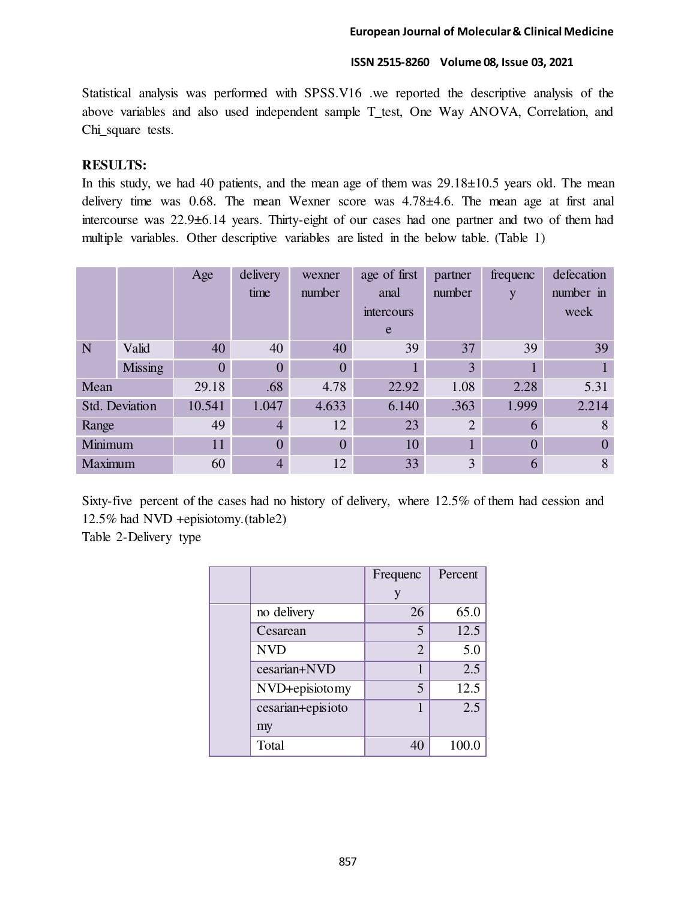Statistical analysis was performed with SPSS.V16 .we reported the descriptive analysis of the above variables and also used independent sample T_test, One Way ANOVA, Correlation, and Chi_square tests.

**RESULTS:**

In this study, we had 40 patients, and the mean age of them was 29.18±10.5 years old. The mean delivery time was 0.68. The mean Wexner score was 4.78±4.6. The mean age at first anal intercourse was 22.9±6.14 years. Thirty-eight of our cases had one partner and two of them had multiple variables. Other descriptive variables are listed in the below table. (Table 1)

| | | Age | delivery time | wexner number | age of first anal intercourse | partner number | frequency | defecation number in week |
|---|---|---|---|---|---|---|---|---|
| N | Valid | 40 | 40 | 40 | 39 | 37 | 39 | 39 |
| | Missing | 0 | 0 | 0 | 1 | 3 | 1 | 1 |
| Mean | | 29.18 | .68 | 4.78 | 22.92 | 1.08 | 2.28 | 5.31 |
| Std. Deviation | | 10.541 | 1.047 | 4.633 | 6.140 | .363 | 1.999 | 2.214 |
| Range | | 49 | 4 | 12 | 23 | 2 | 6 | 8 |
| Minimum | | 11 | 0 | 0 | 10 | 1 | 0 | 0 |
| Maximum | | 60 | 4 | 12 | 33 | 3 | 6 | 8 |

Sixty-five percent of the cases had no history of delivery, where 12.5% of them had cession and 12.5% had NVD +episiotomy.(table2)

Table 2-Delivery type

| | | Frequency | Percent |
|---|---|---|---|
| | no delivery | 26 | 65.0 |
| | Cesarean | 5 | 12.5 |
| | NVD | 2 | 5.0 |
| | cesarian+NVD | 1 | 2.5 |
| | NVD+episiotomy | 5 | 12.5 |
| | cesarian+episiotomy | 1 | 2.5 |
| | Total | 40 | 100.0 |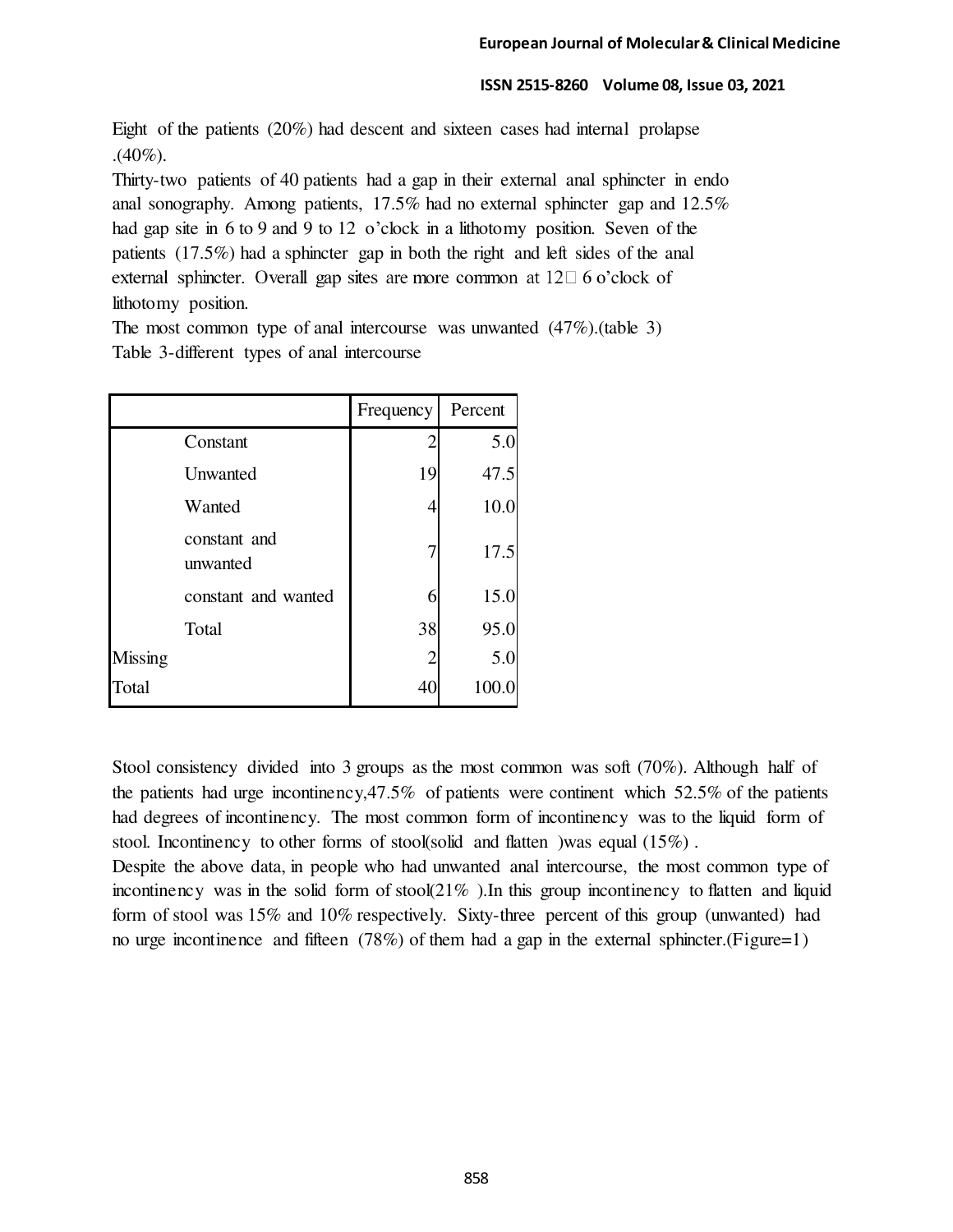Eight of the patients (20%) had descent and sixteen cases had internal prolapse .(40%).

Thirty-two patients of 40 patients had a gap in their external anal sphincter in endo anal sonography. Among patients, 17.5% had no external sphincter gap and 12.5% had gap site in 6 to 9 and 9 to 12 o'clock in a lithotomy position. Seven of the patients (17.5%) had a sphincter gap in both the right and left sides of the anal external sphincter. Overall gap sites are more common at 12 6 o'clock of lithotomy position.

The most common type of anal intercourse was unwanted (47%).(table 3)

Table 3-different types of anal intercourse

| | | Frequency | Percent |
|---|---|---|---|
| | Constant | 2 | 5.0 |
| | Unwanted | 19 | 47.5 |
| | Wanted | 4 | 10.0 |
| | constant and unwanted | 7 | 17.5 |
| | constant and wanted | 6 | 15.0 |
| | Total | 38 | 95.0 |
| Missing | | 2 | 5.0 |
| Total | | 40 | 100.0 |

Stool consistency divided into 3 groups as the most common was soft (70%). Although half of the patients had urge incontinency,47.5% of patients were continent which 52.5% of the patients had degrees of incontinency. The most common form of incontinency was to the liquid form of stool. Incontinency to other forms of stool(solid and flatten )was equal (15%) .

Despite the above data, in people who had unwanted anal intercourse, the most common type of incontinency was in the solid form of stool(21% ).In this group incontinency to flatten and liquid form of stool was 15% and 10% respectively. Sixty-three percent of this group (unwanted) had no urge incontinence and fifteen (78%) of them had a gap in the external sphincter.(Figure=1)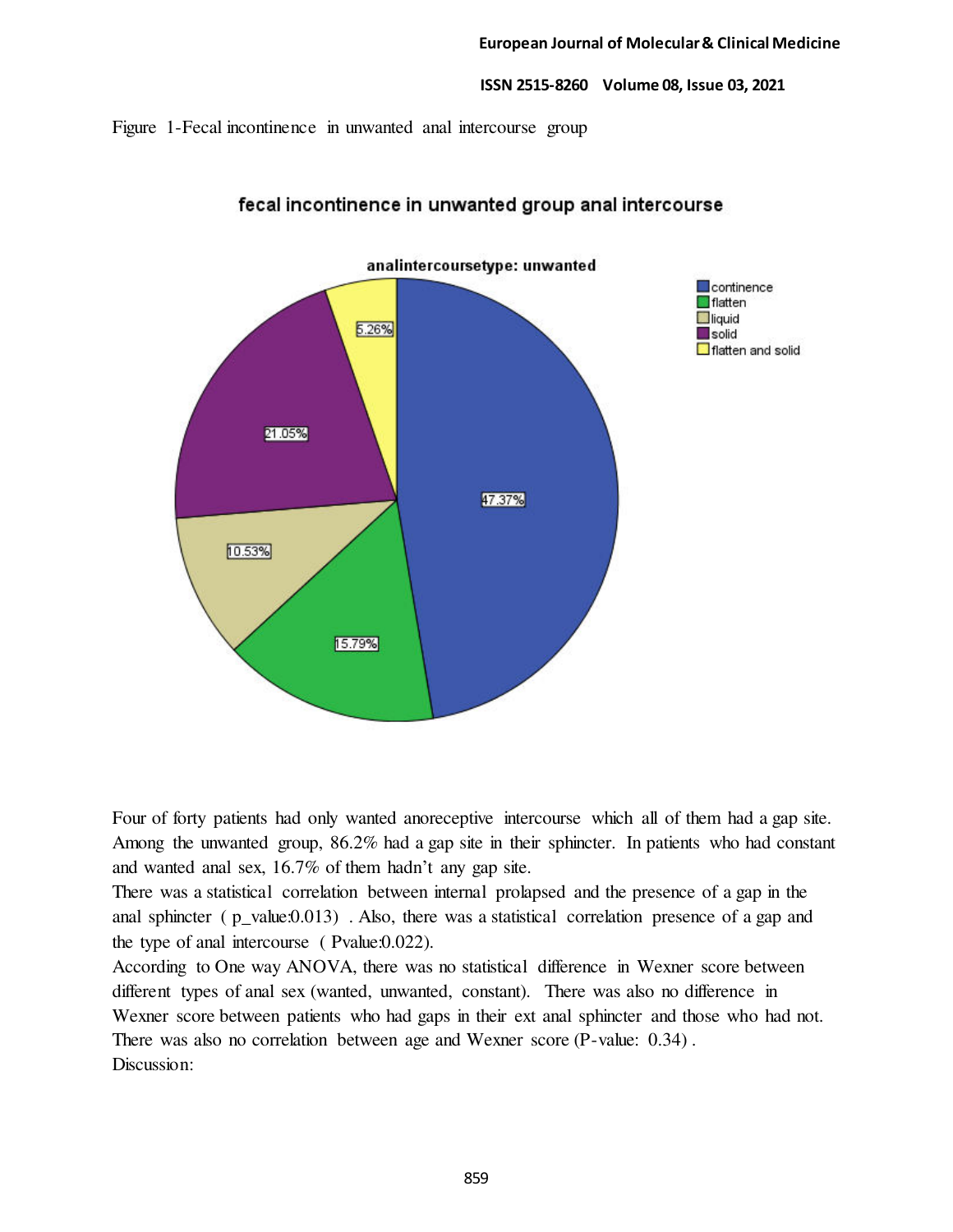Figure 1-Fecal incontinence in unwanted anal intercourse group

Four of forty patients had only wanted anoreceptive intercourse which all of them had a gap site. Among the unwanted group, 86.2% had a gap site in their sphincter. In patients who had constant and wanted anal sex, 16.7% of them hadn't any gap site.

There was a statistical correlation between internal prolapsed and the presence of a gap in the anal sphincter ( p_value:0.013) . Also, there was a statistical correlation presence of a gap and the type of anal intercourse ( Pvalue:0.022).

According to One way ANOVA, there was no statistical difference in Wexner score between different types of anal sex (wanted, unwanted, constant). There was also no difference in Wexner score between patients who had gaps in their ext anal sphincter and those who had not. There was also no correlation between age and Wexner score (P-value: 0.34) .

Discussion: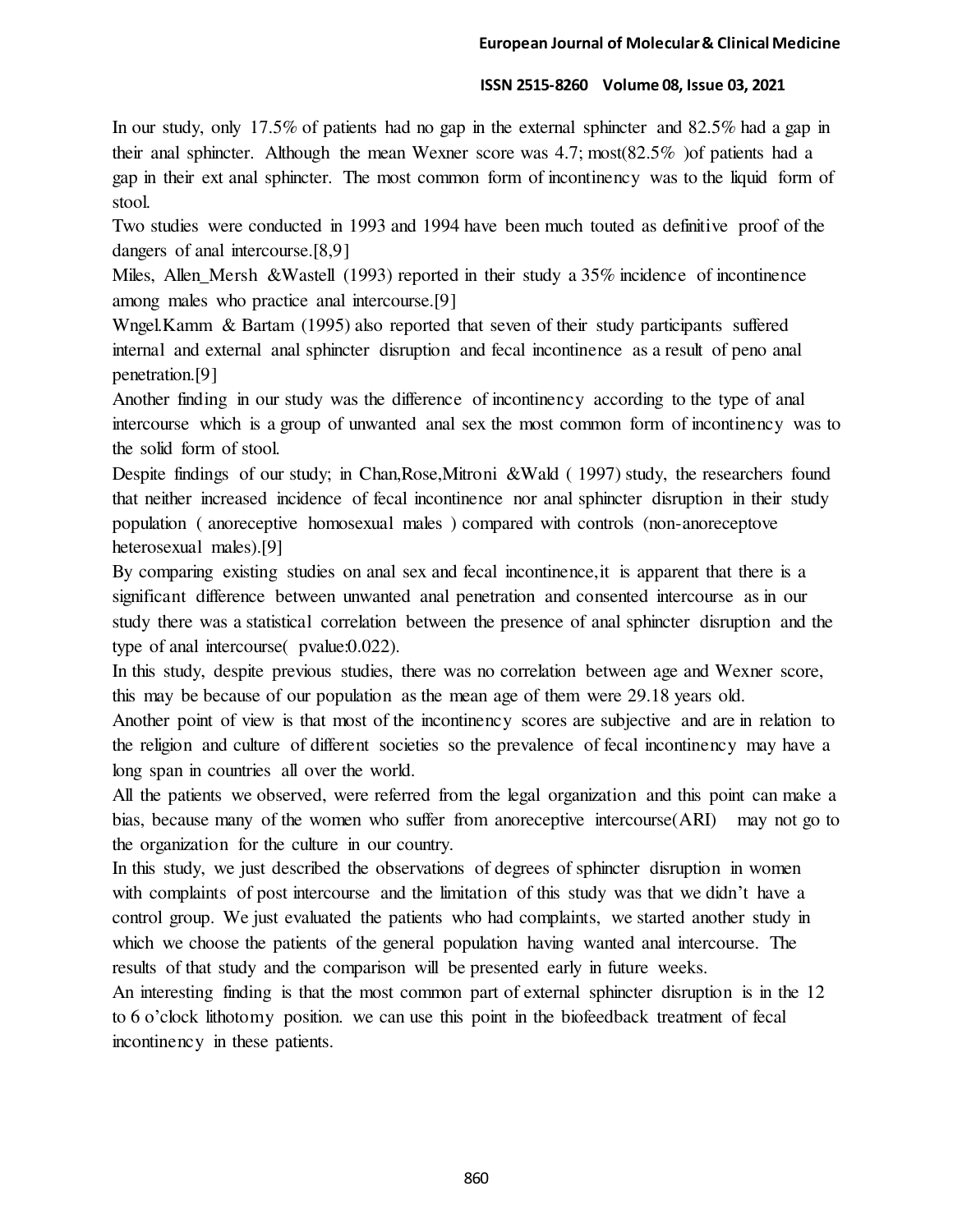In our study, only 17.5% of patients had no gap in the external sphincter and 82.5% had a gap in their anal sphincter. Although the mean Wexner score was 4.7; most(82.5% )of patients had a gap in their ext anal sphincter. The most common form of incontinency was to the liquid form of stool.

Two studies were conducted in 1993 and 1994 have been much touted as definitive proof of the dangers of anal intercourse.[8,9]

Miles, Allen_Mersh &Wastell (1993) reported in their study a 35% incidence of incontinence among males who practice anal intercourse.[9]

Wngel.Kamm & Bartam (1995) also reported that seven of their study participants suffered internal and external anal sphincter disruption and fecal incontinence as a result of peno anal penetration.[9]

Another finding in our study was the difference of incontinency according to the type of anal intercourse which is a group of unwanted anal sex the most common form of incontinency was to the solid form of stool.

Despite findings of our study; in Chan,Rose,Mitroni &Wald ( 1997) study, the researchers found that neither increased incidence of fecal incontinence nor anal sphincter disruption in their study population ( anoreceptive homosexual males ) compared with controls (non-anoreceptove heterosexual males).[9]

By comparing existing studies on anal sex and fecal incontinence,it is apparent that there is a significant difference between unwanted anal penetration and consented intercourse as in our study there was a statistical correlation between the presence of anal sphincter disruption and the type of anal intercourse( pvalue:0.022).

In this study, despite previous studies, there was no correlation between age and Wexner score, this may be because of our population as the mean age of them were 29.18 years old.

Another point of view is that most of the incontinency scores are subjective and are in relation to the religion and culture of different societies so the prevalence of fecal incontinency may have a long span in countries all over the world.

All the patients we observed, were referred from the legal organization and this point can make a bias, because many of the women who suffer from anoreceptive intercourse(ARI) may not go to the organization for the culture in our country.

In this study, we just described the observations of degrees of sphincter disruption in women with complaints of post intercourse and the limitation of this study was that we didn't have a control group. We just evaluated the patients who had complaints, we started another study in which we choose the patients of the general population having wanted anal intercourse. The results of that study and the comparison will be presented early in future weeks.

An interesting finding is that the most common part of external sphincter disruption is in the 12 to 6 o'clock lithotomy position. we can use this point in the biofeedback treatment of fecal incontinency in these patients.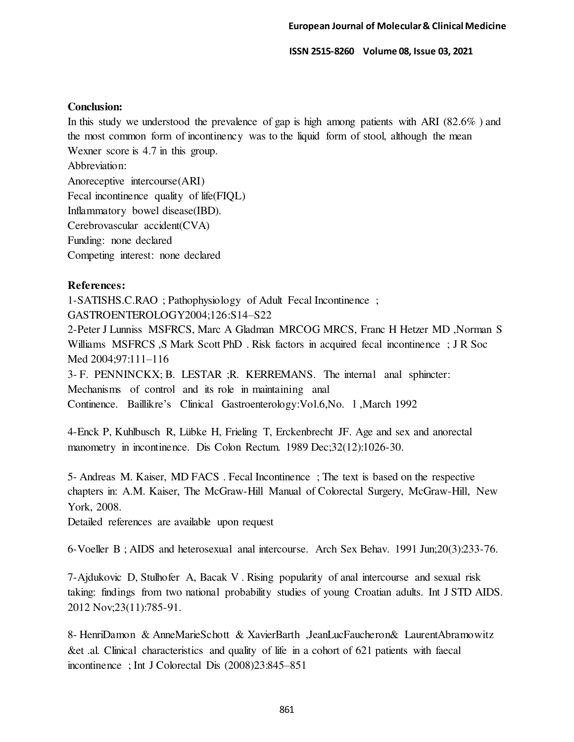**Conclusion:**

In this study we understood the prevalence of gap is high among patients with ARI (82.6% ) and the most common form of incontinency was to the liquid form of stool, although the mean Wexner score is 4.7 in this group.

Abbreviation:

Anoreceptive intercourse(ARI)

Fecal incontinence quality of life(FIQL)

Inflammatory bowel disease(IBD).

Cerebrovascular accident(CVA)

Funding: none declared

Competing interest: none declared

**References:**

1-SATISHS.C.RAO ; Pathophysiology of Adult Fecal Incontinence ; GASTROENTEROLOGY2004;126:S14–S22

2-Peter J Lunniss MSFRCS, Marc A Gladman MRCOG MRCS, Franc H Hetzer MD ,Norman S Williams MSFRCS ,S Mark Scott PhD . Risk factors in acquired fecal incontinence ; J R Soc Med 2004;97:111–116

3- F. PENNINCKX; B. LESTAR ;R. KERREMANS. The internal anal sphincter: Mechanisms of control and its role in maintaining anal Continence. Baillikre's Clinical Gastroenterology:Vol.6,No. 1 ,March 1992

4-Enck P, Kuhlbusch R, Lübke H, Frieling T, Erckenbrecht JF. Age and sex and anorectal manometry in incontinence. Dis Colon Rectum. 1989 Dec;32(12):1026-30.

5- Andreas M. Kaiser, MD FACS . Fecal Incontinence ; The text is based on the respective chapters in: A.M. Kaiser, The McGraw-Hill Manual of Colorectal Surgery, McGraw-Hill, New York, 2008.
Detailed references are available upon request

6-Voeller B ; AIDS and heterosexual anal intercourse. Arch Sex Behav. 1991 Jun;20(3):233-76.

7-Ajdukovic D, Stulhofer A, Bacak V . Rising popularity of anal intercourse and sexual risk taking: findings from two national probability studies of young Croatian adults. Int J STD AIDS. 2012 Nov;23(11):785-91.

8- HenriDamon & AnneMarieSchott & XavierBarth ,JeanLucFaucheron& LaurentAbramowitz &et .al. Clinical characteristics and quality of life in a cohort of 621 patients with faecal incontinence ; Int J Colorectal Dis (2008)23:845–851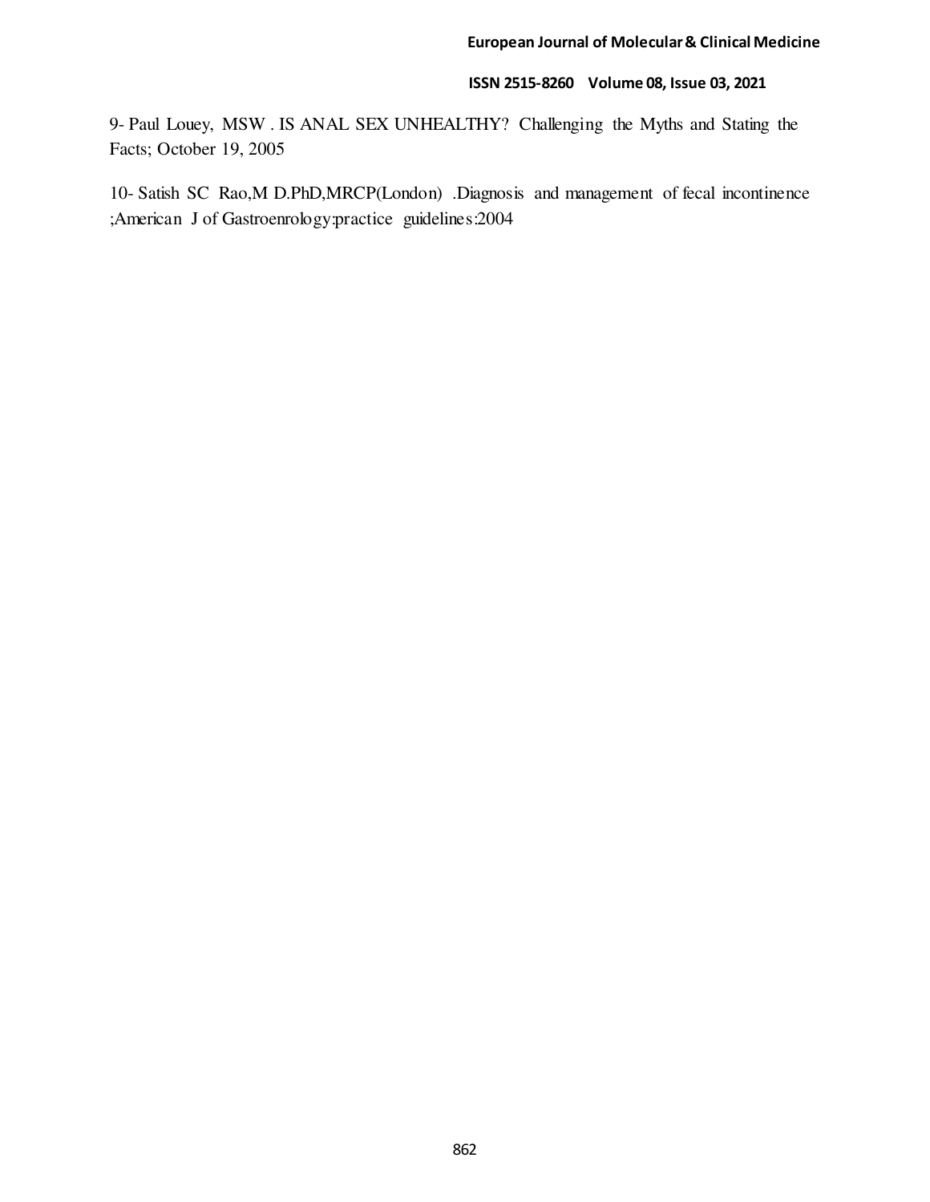9- Paul Louey, MSW . IS ANAL SEX UNHEALTHY? Challenging the Myths and Stating the Facts; October 19, 2005

10- Satish SC Rao,M D.PhD,MRCP(London) .Diagnosis and management of fecal incontinence ;American J of Gastroenrology:practice guidelines:2004